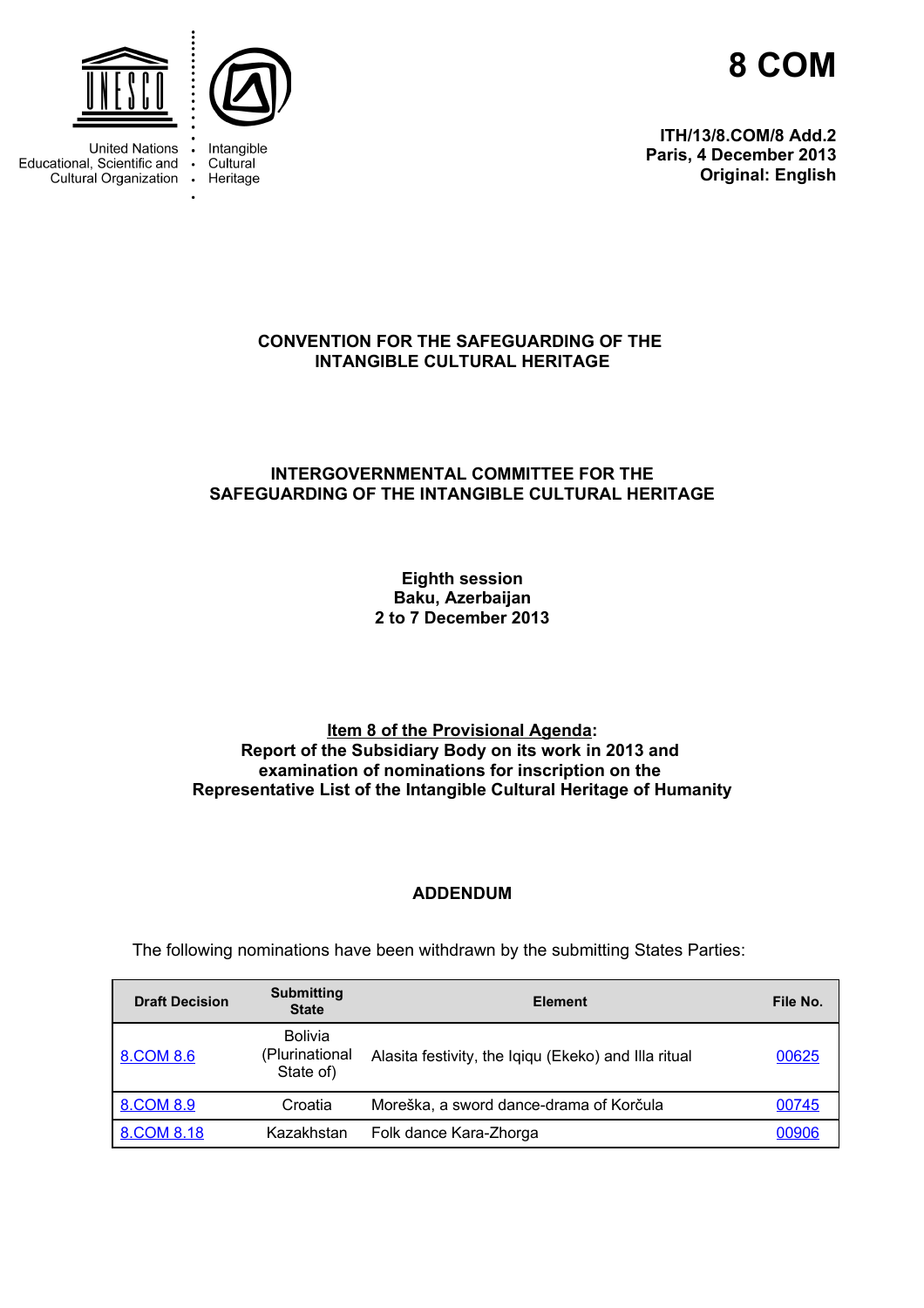United Nations Educational, Scientific and Cultural Organization

Intangible Cultural Heritage

# 8 COM

**ITH/13/8.COM/8 Add.2**
**Paris, 4 December 2013**
**Original: English**

**CONVENTION FOR THE SAFEGUARDING OF THE INTANGIBLE CULTURAL HERITAGE**

**INTERGOVERNMENTAL COMMITTEE FOR THE SAFEGUARDING OF THE INTANGIBLE CULTURAL HERITAGE**

**Eighth session**
**Baku, Azerbaijan**
**2 to 7 December 2013**

**Item 8 of the Provisional Agenda:**
**Report of the Subsidiary Body on its work in 2013 and examination of nominations for inscription on the Representative List of the Intangible Cultural Heritage of Humanity**

**ADDENDUM**

The following nominations have been withdrawn by the submitting States Parties:

| Draft Decision | Submitting State | Element | File No. |
|---|---|---|---|
| 8.COM 8.6 | Bolivia (Plurinational State of) | Alasita festivity, the Iqiqu (Ekeko) and Illa ritual | 00625 |
| 8.COM 8.9 | Croatia | Moreška, a sword dance-drama of Korčula | 00745 |
| 8.COM 8.18 | Kazakhstan | Folk dance Kara-Zhorga | 00906 |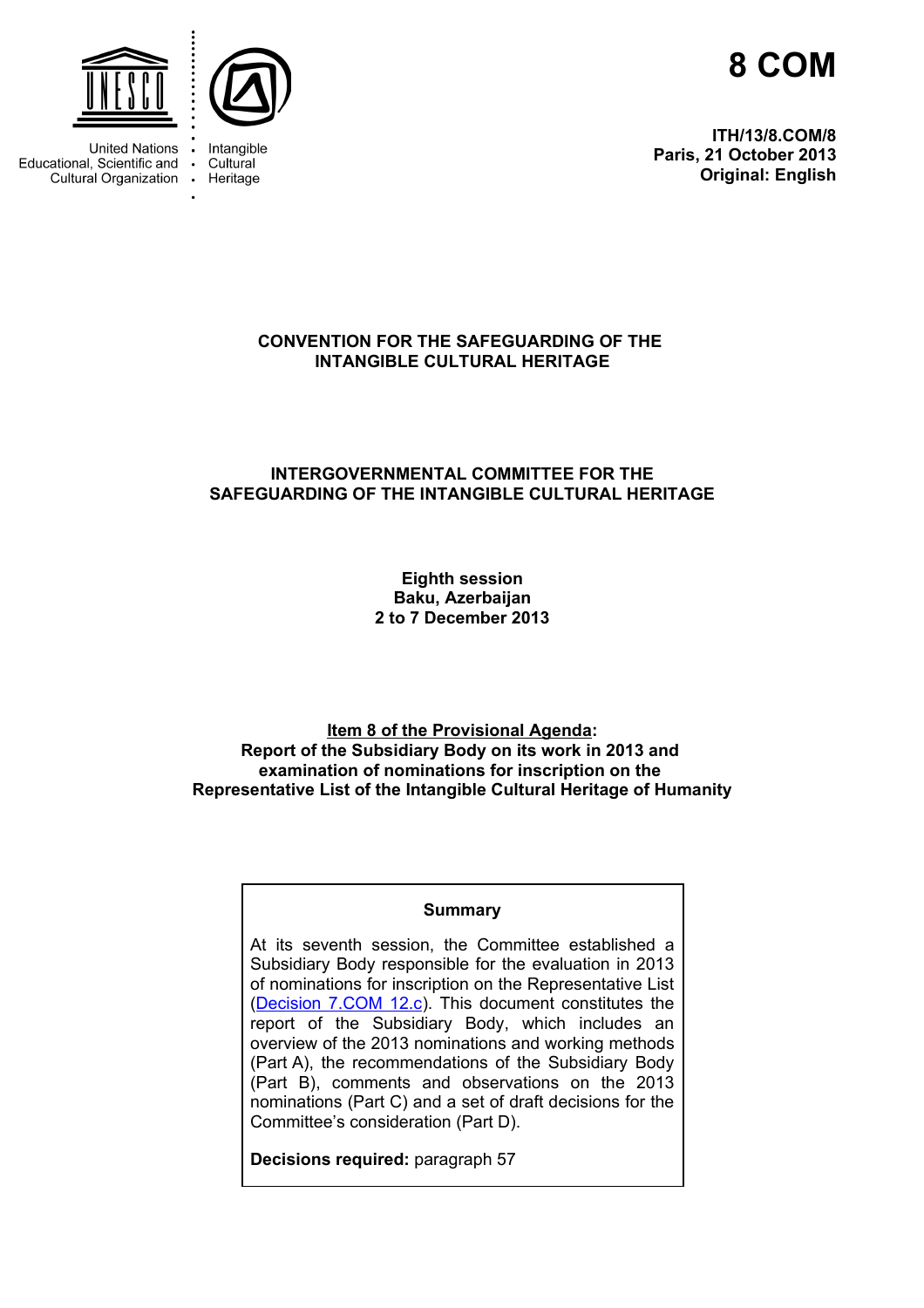United Nations Educational, Scientific and Cultural Organization

Intangible Cultural Heritage

# 8 COM

**ITH/13/8.COM/8**
**Paris, 21 October 2013**
**Original: English**

**CONVENTION FOR THE SAFEGUARDING OF THE INTANGIBLE CULTURAL HERITAGE**

**INTERGOVERNMENTAL COMMITTEE FOR THE SAFEGUARDING OF THE INTANGIBLE CULTURAL HERITAGE**

**Eighth session**
**Baku, Azerbaijan**
**2 to 7 December 2013**

**Item 8 of the Provisional Agenda:**
**Report of the Subsidiary Body on its work in 2013 and examination of nominations for inscription on the Representative List of the Intangible Cultural Heritage of Humanity**

**Summary**

At its seventh session, the Committee established a Subsidiary Body responsible for the evaluation in 2013 of nominations for inscription on the Representative List (Decision 7.COM 12.c). This document constitutes the report of the Subsidiary Body, which includes an overview of the 2013 nominations and working methods (Part A), the recommendations of the Subsidiary Body (Part B), comments and observations on the 2013 nominations (Part C) and a set of draft decisions for the Committee's consideration (Part D).

**Decisions required:** paragraph 57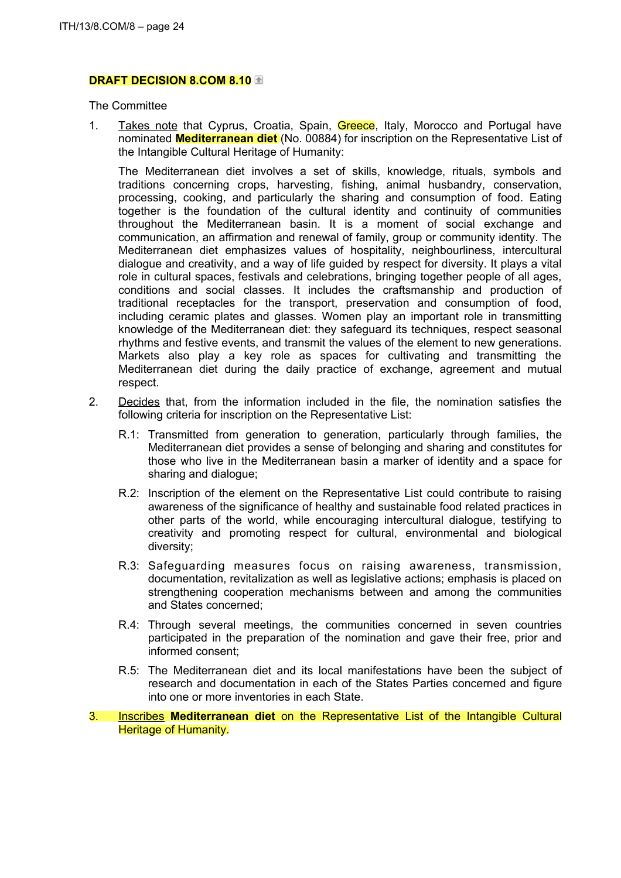## DRAFT DECISION 8.COM 8.10

The Committee

1. Takes note that Cyprus, Croatia, Spain, Greece, Italy, Morocco and Portugal have nominated **Mediterranean diet** (No. 00884) for inscription on the Representative List of the Intangible Cultural Heritage of Humanity:

   The Mediterranean diet involves a set of skills, knowledge, rituals, symbols and traditions concerning crops, harvesting, fishing, animal husbandry, conservation, processing, cooking, and particularly the sharing and consumption of food. Eating together is the foundation of the cultural identity and continuity of communities throughout the Mediterranean basin. It is a moment of social exchange and communication, an affirmation and renewal of family, group or community identity. The Mediterranean diet emphasizes values of hospitality, neighbourliness, intercultural dialogue and creativity, and a way of life guided by respect for diversity. It plays a vital role in cultural spaces, festivals and celebrations, bringing together people of all ages, conditions and social classes. It includes the craftsmanship and production of traditional receptacles for the transport, preservation and consumption of food, including ceramic plates and glasses. Women play an important role in transmitting knowledge of the Mediterranean diet: they safeguard its techniques, respect seasonal rhythms and festive events, and transmit the values of the element to new generations. Markets also play a key role as spaces for cultivating and transmitting the Mediterranean diet during the daily practice of exchange, agreement and mutual respect.

2. Decides that, from the information included in the file, the nomination satisfies the following criteria for inscription on the Representative List:

   R.1: Transmitted from generation to generation, particularly through families, the Mediterranean diet provides a sense of belonging and sharing and constitutes for those who live in the Mediterranean basin a marker of identity and a space for sharing and dialogue;

   R.2: Inscription of the element on the Representative List could contribute to raising awareness of the significance of healthy and sustainable food related practices in other parts of the world, while encouraging intercultural dialogue, testifying to creativity and promoting respect for cultural, environmental and biological diversity;

   R.3: Safeguarding measures focus on raising awareness, transmission, documentation, revitalization as well as legislative actions; emphasis is placed on strengthening cooperation mechanisms between and among the communities and States concerned;

   R.4: Through several meetings, the communities concerned in seven countries participated in the preparation of the nomination and gave their free, prior and informed consent;

   R.5: The Mediterranean diet and its local manifestations have been the subject of research and documentation in each of the States Parties concerned and figure into one or more inventories in each State.

3. Inscribes **Mediterranean diet** on the Representative List of the Intangible Cultural Heritage of Humanity.